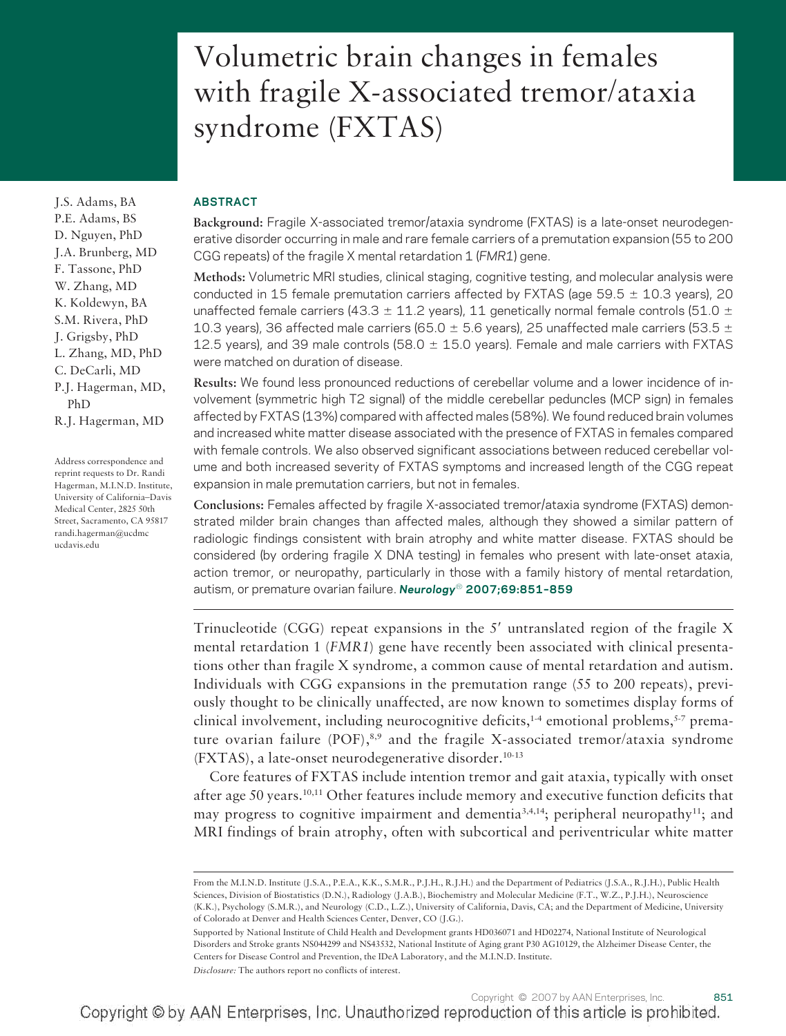# Volumetric brain changes in females with fragile X-associated tremor/ataxia syndrome (FXTAS)

J.S. Adams, BA
P.E. Adams, BS
D. Nguyen, PhD
J.A. Brunberg, MD
F. Tassone, PhD
W. Zhang, MD
K. Koldewyn, BA
S.M. Rivera, PhD
J. Grigsby, PhD
L. Zhang, MD, PhD
C. DeCarli, MD
P.J. Hagerman, MD, PhD
R.J. Hagerman, MD

Address correspondence and reprint requests to Dr. Randi Hagerman, M.I.N.D. Institute, University of California–Davis Medical Center, 2825 50th Street, Sacramento, CA 95817 randi.hagerman@ucdmc.ucdavis.edu

## ABSTRACT

**Background:** Fragile X-associated tremor/ataxia syndrome (FXTAS) is a late-onset neurodegenerative disorder occurring in male and rare female carriers of a premutation expansion (55 to 200 CGG repeats) of the fragile X mental retardation 1 (*FMR1*) gene.

**Methods:** Volumetric MRI studies, clinical staging, cognitive testing, and molecular analysis were conducted in 15 female premutation carriers affected by FXTAS (age 59.5 ± 10.3 years), 20 unaffected female carriers (43.3 ± 11.2 years), 11 genetically normal female controls (51.0 ± 10.3 years), 36 affected male carriers (65.0 ± 5.6 years), 25 unaffected male carriers (53.5 ± 12.5 years), and 39 male controls (58.0 ± 15.0 years). Female and male carriers with FXTAS were matched on duration of disease.

**Results:** We found less pronounced reductions of cerebellar volume and a lower incidence of involvement (symmetric high T2 signal) of the middle cerebellar peduncles (MCP sign) in females affected by FXTAS (13%) compared with affected males (58%). We found reduced brain volumes and increased white matter disease associated with the presence of FXTAS in females compared with female controls. We also observed significant associations between reduced cerebellar volume and both increased severity of FXTAS symptoms and increased length of the CGG repeat expansion in male premutation carriers, but not in females.

**Conclusions:** Females affected by fragile X-associated tremor/ataxia syndrome (FXTAS) demonstrated milder brain changes than affected males, although they showed a similar pattern of radiologic findings consistent with brain atrophy and white matter disease. FXTAS should be considered (by ordering fragile X DNA testing) in females who present with late-onset ataxia, action tremor, or neuropathy, particularly in those with a family history of mental retardation, autism, or premature ovarian failure. *Neurology*® **2007;69:851–859**

Trinucleotide (CGG) repeat expansions in the 5′ untranslated region of the fragile X mental retardation 1 (*FMR1*) gene have recently been associated with clinical presentations other than fragile X syndrome, a common cause of mental retardation and autism. Individuals with CGG expansions in the premutation range (55 to 200 repeats), previously thought to be clinically unaffected, are now known to sometimes display forms of clinical involvement, including neurocognitive deficits,[1-4] emotional problems,[5-7] premature ovarian failure (POF),[8,9] and the fragile X-associated tremor/ataxia syndrome (FXTAS), a late-onset neurodegenerative disorder.[10-13]

Core features of FXTAS include intention tremor and gait ataxia, typically with onset after age 50 years.[10,11] Other features include memory and executive function deficits that may progress to cognitive impairment and dementia[3,4,14]; peripheral neuropathy[11]; and MRI findings of brain atrophy, often with subcortical and periventricular white matter

From the M.I.N.D. Institute (J.S.A., P.E.A., K.K., S.M.R., P.J.H., R.J.H.) and the Department of Pediatrics (J.S.A., R.J.H.), Public Health Sciences, Division of Biostatistics (D.N.), Radiology (J.A.B.), Biochemistry and Molecular Medicine (F.T., W.Z., P.J.H.), Neuroscience (K.K.), Psychology (S.M.R.), and Neurology (C.D., L.Z.), University of California, Davis, CA; and the Department of Medicine, University of Colorado at Denver and Health Sciences Center, Denver, CO (J.G.).

Supported by National Institute of Child Health and Development grants HD036071 and HD02274, National Institute of Neurological Disorders and Stroke grants NS044299 and NS43532, National Institute of Aging grant P30 AG10129, the Alzheimer Disease Center, the Centers for Disease Control and Prevention, the IDeA Laboratory, and the M.I.N.D. Institute.

*Disclosure:* The authors report no conflicts of interest.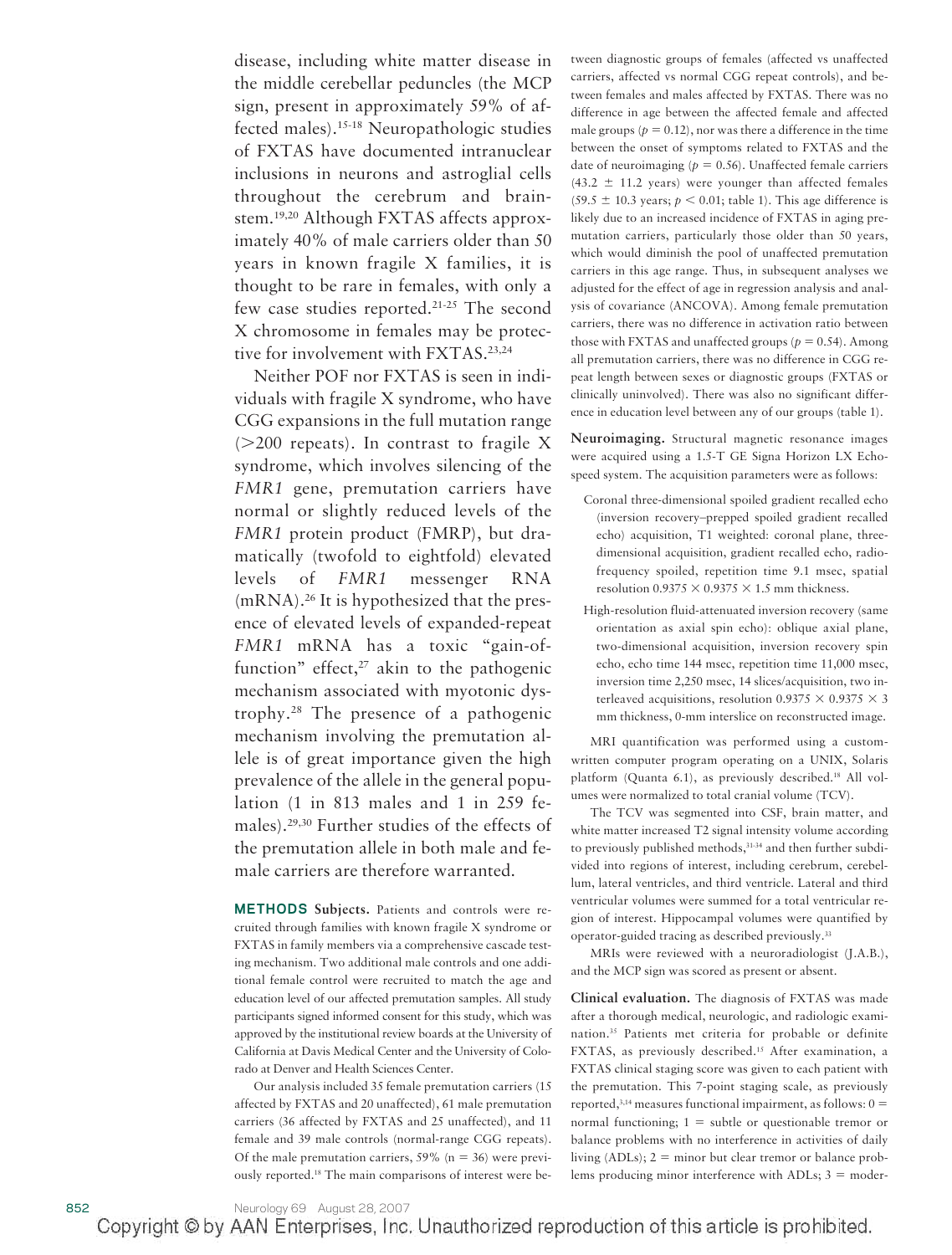disease, including white matter disease in the middle cerebellar peduncles (the MCP sign, present in approximately 59% of affected males).[15-18] Neuropathologic studies of FXTAS have documented intranuclear inclusions in neurons and astroglial cells throughout the cerebrum and brainstem.[19,20] Although FXTAS affects approximately 40% of male carriers older than 50 years in known fragile X families, it is thought to be rare in females, with only a few case studies reported.[21-25] The second X chromosome in females may be protective for involvement with FXTAS.[23,24]

Neither POF nor FXTAS is seen in individuals with fragile X syndrome, who have CGG expansions in the full mutation range (>200 repeats). In contrast to fragile X syndrome, which involves silencing of the *FMR1* gene, premutation carriers have normal or slightly reduced levels of the *FMR1* protein product (FMRP), but dramatically (twofold to eightfold) elevated levels of *FMR1* messenger RNA (mRNA).[26] It is hypothesized that the presence of elevated levels of expanded-repeat *FMR1* mRNA has a toxic "gain-of-function" effect,[27] akin to the pathogenic mechanism associated with myotonic dystrophy.[28] The presence of a pathogenic mechanism involving the premutation allele is of great importance given the high prevalence of the allele in the general population (1 in 813 males and 1 in 259 females).[29,30] Further studies of the effects of the premutation allele in both male and female carriers are therefore warranted.

## METHODS

**Subjects.** Patients and controls were recruited through families with known fragile X syndrome or FXTAS in family members via a comprehensive cascade testing mechanism. Two additional male controls and one additional female control were recruited to match the age and education level of our affected premutation samples. All study participants signed informed consent for this study, which was approved by the institutional review boards at the University of California at Davis Medical Center and the University of Colorado at Denver and Health Sciences Center.

Our analysis included 35 female premutation carriers (15 affected by FXTAS and 20 unaffected), 61 male premutation carriers (36 affected by FXTAS and 25 unaffected), and 11 female and 39 male controls (normal-range CGG repeats). Of the male premutation carriers, 59% (n = 36) were previously reported.[18] The main comparisons of interest were between diagnostic groups of females (affected vs unaffected carriers, affected vs normal CGG repeat controls), and between females and males affected by FXTAS. There was no difference in age between the affected female and affected male groups ($p = 0.12$), nor was there a difference in the time between the onset of symptoms related to FXTAS and the date of neuroimaging ($p = 0.56$). Unaffected female carriers (43.2 ± 11.2 years) were younger than affected females (59.5 ± 10.3 years; $p < 0.01$; table 1). This age difference is likely due to an increased incidence of FXTAS in aging premutation carriers, particularly those older than 50 years, which would diminish the pool of unaffected premutation carriers in this age range. Thus, in subsequent analyses we adjusted for the effect of age in regression analysis and analysis of covariance (ANCOVA). Among female premutation carriers, there was no difference in activation ratio between those with FXTAS and unaffected groups ($p = 0.54$). Among all premutation carriers, there was no difference in CGG repeat length between sexes or diagnostic groups (FXTAS or clinically uninvolved). There was also no significant difference in education level between any of our groups (table 1).

**Neuroimaging.** Structural magnetic resonance images were acquired using a 1.5-T GE Signa Horizon LX Echospeed system. The acquisition parameters were as follows:

- Coronal three-dimensional spoiled gradient recalled echo (inversion recovery–prepped spoiled gradient recalled echo) acquisition, T1 weighted: coronal plane, three-dimensional acquisition, gradient recalled echo, radiofrequency spoiled, repetition time 9.1 msec, spatial resolution 0.9375 × 0.9375 × 1.5 mm thickness.
- High-resolution fluid-attenuated inversion recovery (same orientation as axial spin echo): oblique axial plane, two-dimensional acquisition, inversion recovery spin echo, echo time 144 msec, repetition time 11,000 msec, inversion time 2,250 msec, 14 slices/acquisition, two interleaved acquisitions, resolution 0.9375 × 0.9375 × 3 mm thickness, 0-mm interslice on reconstructed image.

MRI quantification was performed using a custom-written computer program operating on a UNIX, Solaris platform (Quanta 6.1), as previously described.[18] All volumes were normalized to total cranial volume (TCV).

The TCV was segmented into CSF, brain matter, and white matter increased T2 signal intensity volume according to previously published methods,[31-34] and then further subdivided into regions of interest, including cerebrum, cerebellum, lateral ventricles, and third ventricle. Lateral and third ventricular volumes were summed for a total ventricular region of interest. Hippocampal volumes were quantified by operator-guided tracing as described previously.[33]

MRIs were reviewed with a neuroradiologist (J.A.B.), and the MCP sign was scored as present or absent.

**Clinical evaluation.** The diagnosis of FXTAS was made after a thorough medical, neurologic, and radiologic examination.[35] Patients met criteria for probable or definite FXTAS, as previously described.[15] After examination, a FXTAS clinical staging score was given to each patient with the premutation. This 7-point staging scale, as previously reported,[3,14] measures functional impairment, as follows: 0 = normal functioning; 1 = subtle or questionable tremor or balance problems with no interference in activities of daily living (ADLs); 2 = minor but clear tremor or balance problems producing minor interference with ADLs; 3 = moder-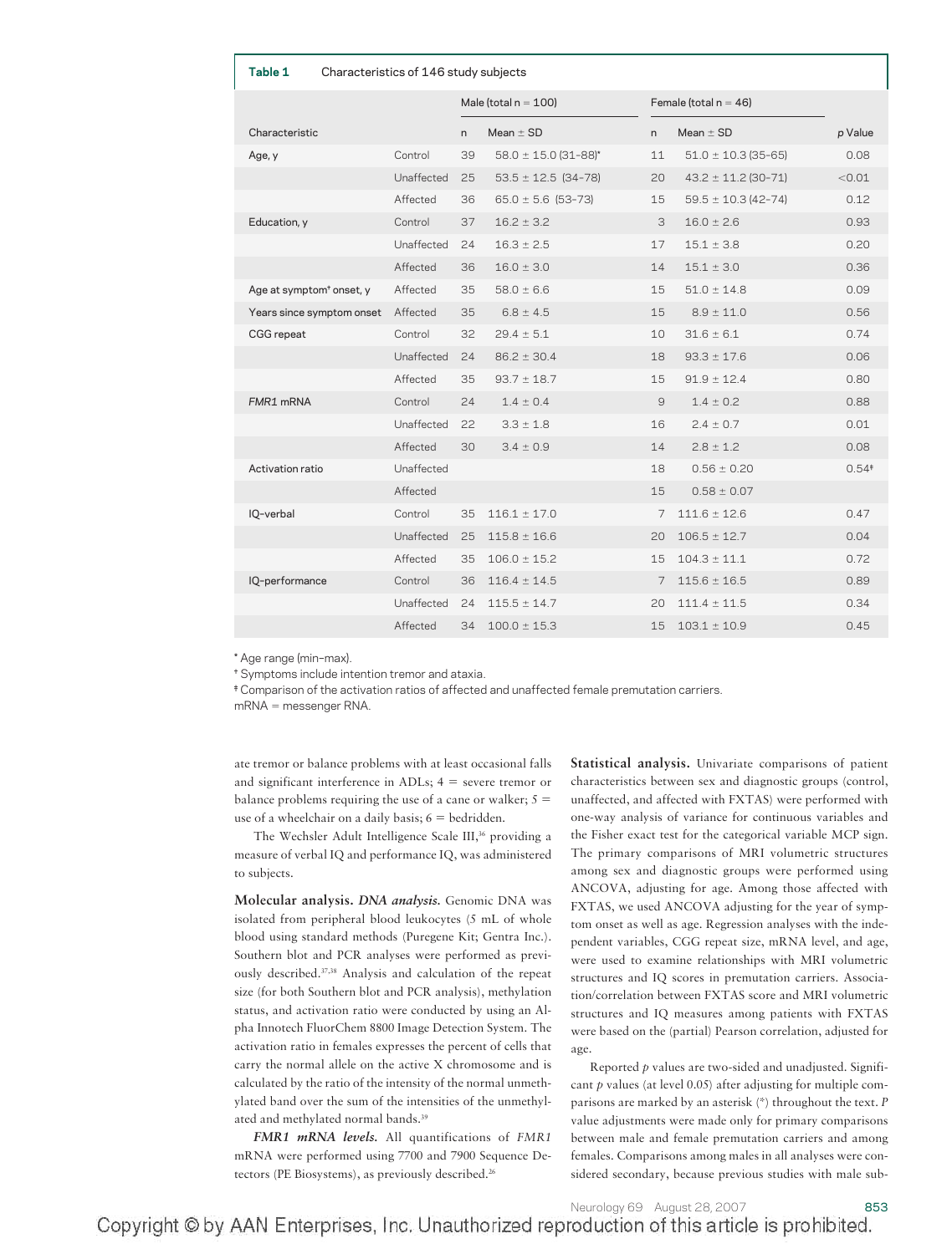**Table 1** Characteristics of 146 study subjects

| Characteristic | | Male (total n = 100) | | Female (total n = 46) | | p Value |
|---|---|---|---|---|---|---|
| | | n | Mean ± SD | n | Mean ± SD | |
| Age, y | Control | 39 | 58.0 ± 15.0 (31–88)* | 11 | 51.0 ± 10.3 (35–65) | 0.08 |
| | Unaffected | 25 | 53.5 ± 12.5 (34–78) | 20 | 43.2 ± 11.2 (30–71) | <0.01 |
| | Affected | 36 | 65.0 ± 5.6 (53–73) | 15 | 59.5 ± 10.3 (42–74) | 0.12 |
| Education, y | Control | 37 | 16.2 ± 3.2 | 3 | 16.0 ± 2.6 | 0.93 |
| | Unaffected | 24 | 16.3 ± 2.5 | 17 | 15.1 ± 3.8 | 0.20 |
| | Affected | 36 | 16.0 ± 3.0 | 14 | 15.1 ± 3.0 | 0.36 |
| Age at symptom† onset, y | Affected | 35 | 58.0 ± 6.6 | 15 | 51.0 ± 14.8 | 0.09 |
| Years since symptom onset | Affected | 35 | 6.8 ± 4.5 | 15 | 8.9 ± 11.0 | 0.56 |
| CGG repeat | Control | 32 | 29.4 ± 5.1 | 10 | 31.6 ± 6.1 | 0.74 |
| | Unaffected | 24 | 86.2 ± 30.4 | 18 | 93.3 ± 17.6 | 0.06 |
| | Affected | 35 | 93.7 ± 18.7 | 15 | 91.9 ± 12.4 | 0.80 |
| *FMR1* mRNA | Control | 24 | 1.4 ± 0.4 | 9 | 1.4 ± 0.2 | 0.88 |
| | Unaffected | 22 | 3.3 ± 1.8 | 16 | 2.4 ± 0.7 | 0.01 |
| | Affected | 30 | 3.4 ± 0.9 | 14 | 2.8 ± 1.2 | 0.08 |
| Activation ratio | Unaffected | | | 18 | 0.56 ± 0.20 | 0.54‡ |
| | Affected | | | 15 | 0.58 ± 0.07 | |
| IQ–verbal | Control | 35 | 116.1 ± 17.0 | 7 | 111.6 ± 12.6 | 0.47 |
| | Unaffected | 25 | 115.8 ± 16.6 | 20 | 106.5 ± 12.7 | 0.04 |
| | Affected | 35 | 106.0 ± 15.2 | 15 | 104.3 ± 11.1 | 0.72 |
| IQ–performance | Control | 36 | 116.4 ± 14.5 | 7 | 115.6 ± 16.5 | 0.89 |
| | Unaffected | 24 | 115.5 ± 14.7 | 20 | 111.4 ± 11.5 | 0.34 |
| | Affected | 34 | 100.0 ± 15.3 | 15 | 103.1 ± 10.9 | 0.45 |

\* Age range (min–max).

† Symptoms include intention tremor and ataxia.

‡ Comparison of the activation ratios of affected and unaffected female premutation carriers.

mRNA = messenger RNA.

ate tremor or balance problems with at least occasional falls and significant interference in ADLs; 4 = severe tremor or balance problems requiring the use of a cane or walker; 5 = use of a wheelchair on a daily basis; 6 = bedridden.

The Wechsler Adult Intelligence Scale III,[36] providing a measure of verbal IQ and performance IQ, was administered to subjects.

**Molecular analysis.** ***DNA analysis.*** Genomic DNA was isolated from peripheral blood leukocytes (5 mL of whole blood using standard methods (Puregene Kit; Gentra Inc.). Southern blot and PCR analyses were performed as previously described.[37,38] Analysis and calculation of the repeat size (for both Southern blot and PCR analysis), methylation status, and activation ratio were conducted by using an Alpha Innotech FluorChem 8800 Image Detection System. The activation ratio in females expresses the percent of cells that carry the normal allele on the active X chromosome and is calculated by the ratio of the intensity of the normal unmethylated band over the sum of the intensities of the unmethylated and methylated normal bands.[39]

***FMR1 mRNA levels.*** All quantifications of *FMR1* mRNA were performed using 7700 and 7900 Sequence Detectors (PE Biosystems), as previously described.[26]

**Statistical analysis.** Univariate comparisons of patient characteristics between sex and diagnostic groups (control, unaffected, and affected with FXTAS) were performed with one-way analysis of variance for continuous variables and the Fisher exact test for the categorical variable MCP sign. The primary comparisons of MRI volumetric structures among sex and diagnostic groups were performed using ANCOVA, adjusting for age. Among those affected with FXTAS, we used ANCOVA adjusting for the year of symptom onset as well as age. Regression analyses with the independent variables, CGG repeat size, mRNA level, and age, were used to examine relationships with MRI volumetric structures and IQ scores in premutation carriers. Association/correlation between FXTAS score and MRI volumetric structures and IQ measures among patients with FXTAS were based on the (partial) Pearson correlation, adjusted for age.

Reported *p* values are two-sided and unadjusted. Significant *p* values (at level 0.05) after adjusting for multiple comparisons are marked by an asterisk (*) throughout the text. *P* value adjustments were made only for primary comparisons between male and female premutation carriers and among females. Comparisons among males in all analyses were considered secondary, because previous studies with male sub-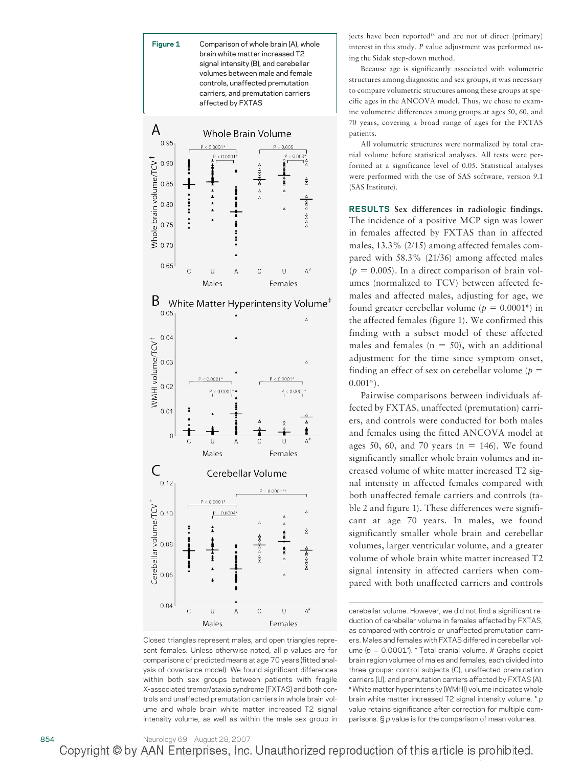**Figure 1** Comparison of whole brain (A), whole brain white matter increased T2 signal intensity (B), and cerebellar volumes between male and female controls, unaffected premutation carriers, and premutation carriers affected by FXTAS

Closed triangles represent males, and open triangles represent females. Unless otherwise noted, all *p* values are for comparisons of predicted means at age 70 years (fitted analysis of covariance model). We found significant differences within both sex groups between patients with fragile X-associated tremor/ataxia syndrome (FXTAS) and both controls and unaffected premutation carriers in whole brain volume and whole brain white matter increased T2 signal intensity volume, as well as within the male sex group in cerebellar volume. However, we did not find a significant reduction of cerebellar volume in females affected by FXTAS, as compared with controls or unaffected premutation carriers. Males and females with FXTAS differed in cerebellar volume ($p = 0.0001$*). † Total cranial volume. # Graphs depict brain region volumes of males and females, each divided into three groups: control subjects (C), unaffected premutation carriers (U), and premutation carriers affected by FXTAS (A). ‡ White matter hyperintensity (WMHI) volume indicates whole brain white matter increased T2 signal intensity volume. * *p* value retains significance after correction for multiple comparisons. § *p* value is for the comparison of mean volumes.

jects have been reported[18] and are not of direct (primary) interest in this study. *P* value adjustment was performed using the Sidak step-down method.

Because age is significantly associated with volumetric structures among diagnostic and sex groups, it was necessary to compare volumetric structures among these groups at specific ages in the ANCOVA model. Thus, we chose to examine volumetric differences among groups at ages 50, 60, and 70 years, covering a broad range of ages for the FXTAS patients.

All volumetric structures were normalized by total cranial volume before statistical analyses. All tests were performed at a significance level of 0.05. Statistical analyses were performed with the use of SAS software, version 9.1 (SAS Institute).

**RESULTS** **Sex differences in radiologic findings.** The incidence of a positive MCP sign was lower in females affected by FXTAS than in affected males, 13.3% (2/15) among affected females compared with 58.3% (21/36) among affected males ($p = 0.005$). In a direct comparison of brain volumes (normalized to TCV) between affected females and affected males, adjusting for age, we found greater cerebellar volume ($p = 0.0001$*) in the affected females (figure 1). We confirmed this finding with a subset model of these affected males and females ($n = 50$), with an additional adjustment for the time since symptom onset, finding an effect of sex on cerebellar volume ($p = 0.001$*).

Pairwise comparisons between individuals affected by FXTAS, unaffected (premutation) carriers, and controls were conducted for both males and females using the fitted ANCOVA model at ages 50, 60, and 70 years ($n = 146$). We found significantly smaller whole brain volumes and increased volume of white matter increased T2 signal intensity in affected females compared with both unaffected female carriers and controls (table 2 and figure 1). These differences were significant at age 70 years. In males, we found significantly smaller whole brain and cerebellar volumes, larger ventricular volume, and a greater volume of whole brain white matter increased T2 signal intensity in affected carriers when compared with both unaffected carriers and controls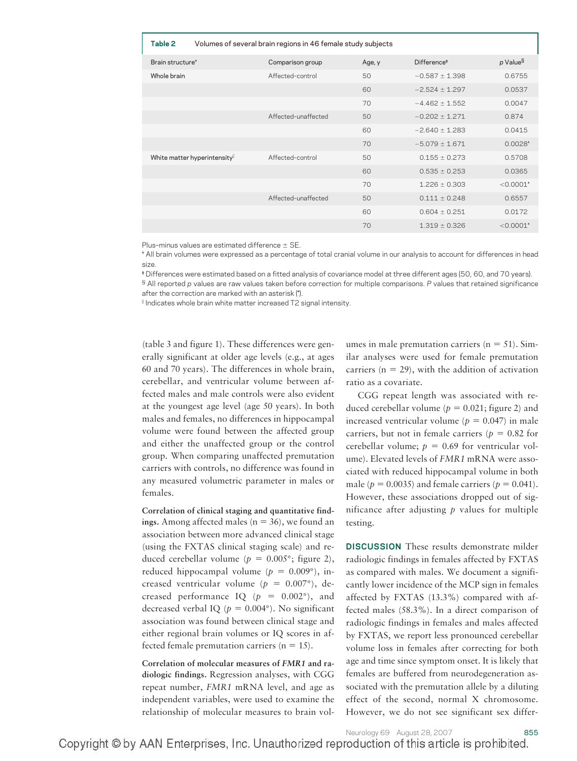**Table 2** Volumes of several brain regions in 46 female study subjects

| Brain structure[†] | Comparison group | Age, y | Difference[‡] | p Value[§] |
|---|---|---|---|---|
| Whole brain | Affected–control | 50 | −0.587 ± 1.398 | 0.6755 |
| | | 60 | −2.524 ± 1.297 | 0.0537 |
| | | 70 | −4.462 ± 1.552 | 0.0047 |
| | Affected–unaffected | 50 | −0.202 ± 1.271 | 0.874 |
| | | 60 | −2.640 ± 1.283 | 0.0415 |
| | | 70 | −5.079 ± 1.671 | 0.0028* |
| White matter hyperintensity[‖] | Affected–control | 50 | 0.155 ± 0.273 | 0.5708 |
| | | 60 | 0.535 ± 0.253 | 0.0365 |
| | | 70 | 1.226 ± 0.303 | <0.0001* |
| | Affected–unaffected | 50 | 0.111 ± 0.248 | 0.6557 |
| | | 60 | 0.604 ± 0.251 | 0.0172 |
| | | 70 | 1.319 ± 0.326 | <0.0001* |

Plus-minus values are estimated difference ± SE.

[†] All brain volumes were expressed as a percentage of total cranial volume in our analysis to account for differences in head size.

[‡] Differences were estimated based on a fitted analysis of covariance model at three different ages (50, 60, and 70 years).

[§] All reported p values are raw values taken before correction for multiple comparisons. P values that retained significance after the correction are marked with an asterisk (*).

[‖] Indicates whole brain white matter increased T2 signal intensity.

(table 3 and figure 1). These differences were generally significant at older age levels (e.g., at ages 60 and 70 years). The differences in whole brain, cerebellar, and ventricular volume between affected males and male controls were also evident at the youngest age level (age 50 years). In both males and females, no differences in hippocampal volume were found between the affected group and either the unaffected group or the control group. When comparing unaffected premutation carriers with controls, no difference was found in any measured volumetric parameter in males or females.

**Correlation of clinical staging and quantitative findings.** Among affected males (n = 36), we found an association between more advanced clinical stage (using the FXTAS clinical staging scale) and reduced cerebellar volume ($p = 0.005$*; figure 2), reduced hippocampal volume ($p = 0.009$*), increased ventricular volume ($p = 0.007$*), decreased performance IQ ($p = 0.002$*), and decreased verbal IQ ($p = 0.004$*). No significant association was found between clinical stage and either regional brain volumes or IQ scores in affected female premutation carriers (n = 15).

**Correlation of molecular measures of *FMR1* and radiologic findings.** Regression analyses, with CGG repeat number, *FMR1* mRNA level, and age as independent variables, were used to examine the relationship of molecular measures to brain volumes in male premutation carriers (n = 51). Similar analyses were used for female premutation carriers (n = 29), with the addition of activation ratio as a covariate.

CGG repeat length was associated with reduced cerebellar volume ($p = 0.021$; figure 2) and increased ventricular volume ($p = 0.047$) in male carriers, but not in female carriers ($p = 0.82$ for cerebellar volume; $p = 0.69$ for ventricular volume). Elevated levels of *FMR1* mRNA were associated with reduced hippocampal volume in both male ($p = 0.0035$) and female carriers ($p = 0.041$). However, these associations dropped out of significance after adjusting $p$ values for multiple testing.

**DISCUSSION** These results demonstrate milder radiologic findings in females affected by FXTAS as compared with males. We document a significantly lower incidence of the MCP sign in females affected by FXTAS (13.3%) compared with affected males (58.3%). In a direct comparison of radiologic findings in females and males affected by FXTAS, we report less pronounced cerebellar volume loss in females after correcting for both age and time since symptom onset. It is likely that females are buffered from neurodegeneration associated with the premutation allele by a diluting effect of the second, normal X chromosome. However, we do not see significant sex differ-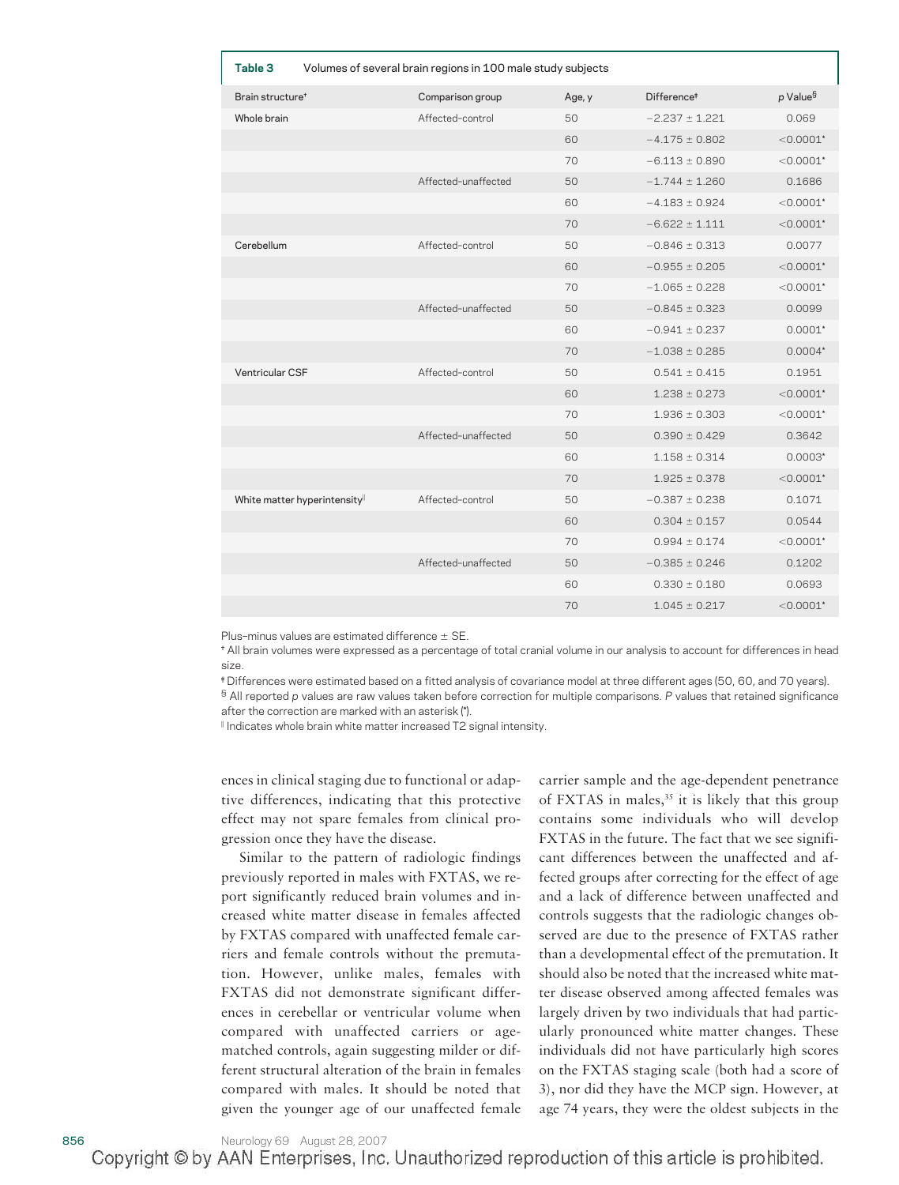**Table 3** Volumes of several brain regions in 100 male study subjects

| Brain structure† | Comparison group | Age, y | Difference‡ | p Value§ |
|---|---|---|---|---|
| Whole brain | Affected–control | 50 | −2.237 ± 1.221 | 0.069 |
| | | 60 | −4.175 ± 0.802 | <0.0001* |
| | | 70 | −6.113 ± 0.890 | <0.0001* |
| | Affected–unaffected | 50 | −1.744 ± 1.260 | 0.1686 |
| | | 60 | −4.183 ± 0.924 | <0.0001* |
| | | 70 | −6.622 ± 1.111 | <0.0001* |
| Cerebellum | Affected–control | 50 | −0.846 ± 0.313 | 0.0077 |
| | | 60 | −0.955 ± 0.205 | <0.0001* |
| | | 70 | −1.065 ± 0.228 | <0.0001* |
| | Affected–unaffected | 50 | −0.845 ± 0.323 | 0.0099 |
| | | 60 | −0.941 ± 0.237 | 0.0001* |
| | | 70 | −1.038 ± 0.285 | 0.0004* |
| Ventricular CSF | Affected–control | 50 | 0.541 ± 0.415 | 0.1951 |
| | | 60 | 1.238 ± 0.273 | <0.0001* |
| | | 70 | 1.936 ± 0.303 | <0.0001* |
| | Affected–unaffected | 50 | 0.390 ± 0.429 | 0.3642 |
| | | 60 | 1.158 ± 0.314 | 0.0003* |
| | | 70 | 1.925 ± 0.378 | <0.0001* |
| White matter hyperintensity‖ | Affected–control | 50 | −0.387 ± 0.238 | 0.1071 |
| | | 60 | 0.304 ± 0.157 | 0.0544 |
| | | 70 | 0.994 ± 0.174 | <0.0001* |
| | Affected–unaffected | 50 | −0.385 ± 0.246 | 0.1202 |
| | | 60 | 0.330 ± 0.180 | 0.0693 |
| | | 70 | 1.045 ± 0.217 | <0.0001* |

Plus–minus values are estimated difference ± SE.

† All brain volumes were expressed as a percentage of total cranial volume in our analysis to account for differences in head size.

‡ Differences were estimated based on a fitted analysis of covariance model at three different ages (50, 60, and 70 years).

§ All reported *p* values are raw values taken before correction for multiple comparisons. *P* values that retained significance after the correction are marked with an asterisk (*).

‖ Indicates whole brain white matter increased T2 signal intensity.

ences in clinical staging due to functional or adaptive differences, indicating that this protective effect may not spare females from clinical progression once they have the disease.

Similar to the pattern of radiologic findings previously reported in males with FXTAS, we report significantly reduced brain volumes and increased white matter disease in females affected by FXTAS compared with unaffected female carriers and female controls without the premutation. However, unlike males, females with FXTAS did not demonstrate significant differences in cerebellar or ventricular volume when compared with unaffected carriers or age-matched controls, again suggesting milder or different structural alteration of the brain in females compared with males. It should be noted that given the younger age of our unaffected female carrier sample and the age-dependent penetrance of FXTAS in males,[35] it is likely that this group contains some individuals who will develop FXTAS in the future. The fact that we see significant differences between the unaffected and affected groups after correcting for the effect of age and a lack of difference between unaffected and controls suggests that the radiologic changes observed are due to the presence of FXTAS rather than a developmental effect of the premutation. It should also be noted that the increased white matter disease observed among affected females was largely driven by two individuals that had particularly pronounced white matter changes. These individuals did not have particularly high scores on the FXTAS staging scale (both had a score of 3), nor did they have the MCP sign. However, at age 74 years, they were the oldest subjects in the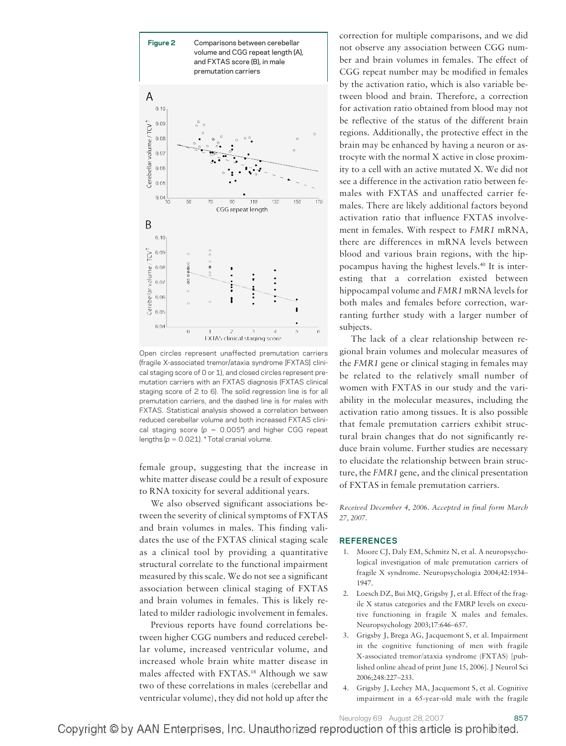**Figure 2** Comparisons between cerebellar volume and CGG repeat length (A), and FXTAS score (B), in male premutation carriers

A

Cerebellar volume / TCV†

0.10
0.09
0.08
0.07
0.06
0.05
0.04

30 50 70 90 110 130 150 170

CGG repeat length

B

Cerebellar volume / TCV†

0.10
0.09
0.08
0.07
0.06
0.05
0.04

0 1 2 3 4 5 6

FXTAS clinical staging score

Open circles represent unaffected premutation carriers (fragile X-associated tremor/ataxia syndrome [FXTAS] clinical staging score of 0 or 1), and closed circles represent premutation carriers with an FXTAS diagnosis (FXTAS clinical staging score of 2 to 6). The solid regression line is for all premutation carriers, and the dashed line is for males with FXTAS. Statistical analysis showed a correlation between reduced cerebellar volume and both increased FXTAS clinical staging score ($p = 0.005$*) and higher CGG repeat lengths ($p = 0.021$). † Total cranial volume.

female group, suggesting that the increase in white matter disease could be a result of exposure to RNA toxicity for several additional years.

We also observed significant associations between the severity of clinical symptoms of FXTAS and brain volumes in males. This finding validates the use of the FXTAS clinical staging scale as a clinical tool by providing a quantitative structural correlate to the functional impairment measured by this scale. We do not see a significant association between clinical staging of FXTAS and brain volumes in females. This is likely related to milder radiologic involvement in females.

Previous reports have found correlations between higher CGG numbers and reduced cerebellar volume, increased ventricular volume, and increased whole brain white matter disease in males affected with FXTAS.[18] Although we saw two of these correlations in males (cerebellar and ventricular volume), they did not hold up after the correction for multiple comparisons, and we did not observe any association between CGG number and brain volumes in females. The effect of CGG repeat number may be modified in females by the activation ratio, which is also variable between blood and brain. Therefore, a correction for activation ratio obtained from blood may not be reflective of the status of the different brain regions. Additionally, the protective effect in the brain may be enhanced by having a neuron or astrocyte with the normal X active in close proximity to a cell with an active mutated X. We did not see a difference in the activation ratio between females with FXTAS and unaffected carrier females. There are likely additional factors beyond activation ratio that influence FXTAS involvement in females. With respect to *FMR1* mRNA, there are differences in mRNA levels between blood and various brain regions, with the hippocampus having the highest levels.[40] It is interesting that a correlation existed between hippocampal volume and *FMR1* mRNA levels for both males and females before correction, warranting further study with a larger number of subjects.

The lack of a clear relationship between regional brain volumes and molecular measures of the *FMR1* gene or clinical staging in females may be related to the relatively small number of women with FXTAS in our study and the variability in the molecular measures, including the activation ratio among tissues. It is also possible that female premutation carriers exhibit structural brain changes that do not significantly reduce brain volume. Further studies are necessary to elucidate the relationship between brain structure, the *FMR1* gene, and the clinical presentation of FXTAS in female premutation carriers.

*Received December 4, 2006. Accepted in final form March 27, 2007.*

## REFERENCES

1. Moore CJ, Daly EM, Schmitz N, et al. A neuropsychological investigation of male premutation carriers of fragile X syndrome. Neuropsychologia 2004;42:1934–1947.
2. Loesch DZ, Bui MQ, Grigsby J, et al. Effect of the fragile X status categories and the FMRP levels on executive functioning in fragile X males and females. Neuropsychology 2003;17:646–657.
3. Grigsby J, Brega AG, Jacquemont S, et al. Impairment in the cognitive functioning of men with fragile X-associated tremor/ataxia syndrome (FXTAS) [published online ahead of print June 15, 2006]. J Neurol Sci 2006;248:227–233.
4. Grigsby J, Leehey MA, Jacquemont S, et al. Cognitive impairment in a 65-year-old male with the fragile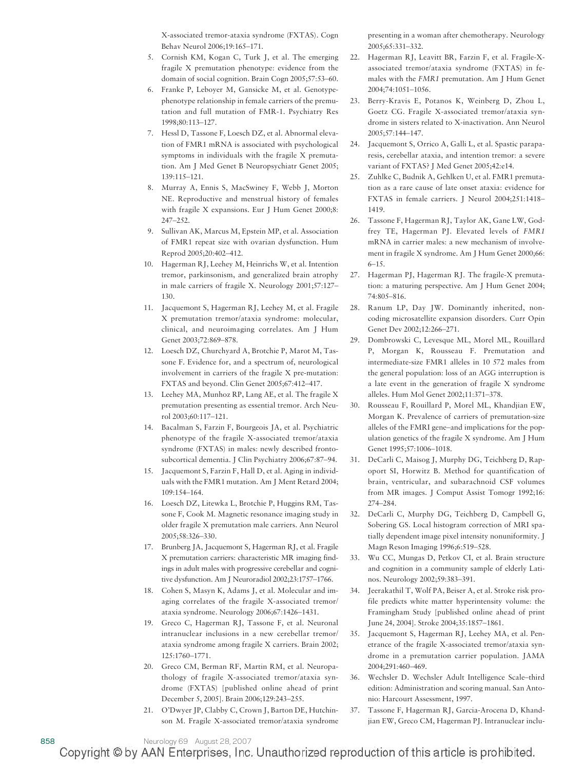X-associated tremor-ataxia syndrome (FXTAS). Cogn Behav Neurol 2006;19:165–171.

5. Cornish KM, Kogan C, Turk J, et al. The emerging fragile X premutation phenotype: evidence from the domain of social cognition. Brain Cogn 2005;57:53–60.
6. Franke P, Leboyer M, Gansicke M, et al. Genotype-phenotype relationship in female carriers of the premutation and full mutation of FMR-1. Psychiatry Res 1998;80:113–127.
7. Hessl D, Tassone F, Loesch DZ, et al. Abnormal elevation of FMR1 mRNA is associated with psychological symptoms in individuals with the fragile X premutation. Am J Med Genet B Neuropsychiatr Genet 2005; 139:115–121.
8. Murray A, Ennis S, MacSwiney F, Webb J, Morton NE. Reproductive and menstrual history of females with fragile X expansions. Eur J Hum Genet 2000;8: 247–252.
9. Sullivan AK, Marcus M, Epstein MP, et al. Association of FMR1 repeat size with ovarian dysfunction. Hum Reprod 2005;20:402–412.
10. Hagerman RJ, Leehey M, Heinrichs W, et al. Intention tremor, parkinsonism, and generalized brain atrophy in male carriers of fragile X. Neurology 2001;57:127–130.
11. Jacquemont S, Hagerman RJ, Leehey M, et al. Fragile X premutation tremor/ataxia syndrome: molecular, clinical, and neuroimaging correlates. Am J Hum Genet 2003;72:869–878.
12. Loesch DZ, Churchyard A, Brotchie P, Marot M, Tassone F. Evidence for, and a spectrum of, neurological involvement in carriers of the fragile X pre-mutation: FXTAS and beyond. Clin Genet 2005;67:412–417.
13. Leehey MA, Munhoz RP, Lang AE, et al. The fragile X premutation presenting as essential tremor. Arch Neurol 2003;60:117–121.
14. Bacalman S, Farzin F, Bourgeois JA, et al. Psychiatric phenotype of the fragile X-associated tremor/ataxia syndrome (FXTAS) in males: newly described fronto-subcortical dementia. J Clin Psychiatry 2006;67:87–94.
15. Jacquemont S, Farzin F, Hall D, et al. Aging in individuals with the FMR1 mutation. Am J Ment Retard 2004; 109:154–164.
16. Loesch DZ, Litewka L, Brotchie P, Huggins RM, Tassone F, Cook M. Magnetic resonance imaging study in older fragile X premutation male carriers. Ann Neurol 2005;58:326–330.
17. Brunberg JA, Jacquemont S, Hagerman RJ, et al. Fragile X premutation carriers: characteristic MR imaging findings in adult males with progressive cerebellar and cognitive dysfunction. Am J Neuroradiol 2002;23:1757–1766.
18. Cohen S, Masyn K, Adams J, et al. Molecular and imaging correlates of the fragile X-associated tremor/ataxia syndrome. Neurology 2006;67:1426–1431.
19. Greco C, Hagerman RJ, Tassone F, et al. Neuronal intranuclear inclusions in a new cerebellar tremor/ataxia syndrome among fragile X carriers. Brain 2002; 125:1760–1771.
20. Greco CM, Berman RF, Martin RM, et al. Neuropathology of fragile X-associated tremor/ataxia syndrome (FXTAS) [published online ahead of print December 5, 2005]. Brain 2006;129:243–255.
21. O'Dwyer JP, Clabby C, Crown J, Barton DE, Hutchinson M. Fragile X-associated tremor/ataxia syndrome presenting in a woman after chemotherapy. Neurology 2005;65:331–332.
22. Hagerman RJ, Leavitt BR, Farzin F, et al. Fragile-X-associated tremor/ataxia syndrome (FXTAS) in females with the *FMR1* premutation. Am J Hum Genet 2004;74:1051–1056.
23. Berry-Kravis E, Potanos K, Weinberg D, Zhou L, Goetz CG. Fragile X-associated tremor/ataxia syndrome in sisters related to X-inactivation. Ann Neurol 2005;57:144–147.
24. Jacquemont S, Orrico A, Galli L, et al. Spastic paraparesis, cerebellar ataxia, and intention tremor: a severe variant of FXTAS? J Med Genet 2005;42:e14.
25. Zuhlke C, Budnik A, Gehlken U, et al. FMR1 premutation as a rare cause of late onset ataxia: evidence for FXTAS in female carriers. J Neurol 2004;251:1418–1419.
26. Tassone F, Hagerman RJ, Taylor AK, Gane LW, Godfrey TE, Hagerman PJ. Elevated levels of *FMR1* mRNA in carrier males: a new mechanism of involvement in fragile X syndrome. Am J Hum Genet 2000;66: 6–15.
27. Hagerman PJ, Hagerman RJ. The fragile-X premutation: a maturing perspective. Am J Hum Genet 2004; 74:805–816.
28. Ranum LP, Day JW. Dominantly inherited, non-coding microsatellite expansion disorders. Curr Opin Genet Dev 2002;12:266–271.
29. Dombrowski C, Levesque ML, Morel ML, Rouillard P, Morgan K, Rousseau F. Premutation and intermediate-size FMR1 alleles in 10 572 males from the general population: loss of an AGG interruption is a late event in the generation of fragile X syndrome alleles. Hum Mol Genet 2002;11:371–378.
30. Rousseau F, Rouillard P, Morel ML, Khandjian EW, Morgan K. Prevalence of carriers of premutation-size alleles of the FMRI gene–and implications for the population genetics of the fragile X syndrome. Am J Hum Genet 1995;57:1006–1018.
31. DeCarli C, Maisog J, Murphy DG, Teichberg D, Rapoport SI, Horwitz B. Method for quantification of brain, ventricular, and subarachnoid CSF volumes from MR images. J Comput Assist Tomogr 1992;16: 274–284.
32. DeCarli C, Murphy DG, Teichberg D, Campbell G, Sobering GS. Local histogram correction of MRI spatially dependent image pixel intensity nonuniformity. J Magn Reson Imaging 1996;6:519–528.
33. Wu CC, Mungas D, Petkov CI, et al. Brain structure and cognition in a community sample of elderly Latinos. Neurology 2002;59:383–391.
34. Jeerakathil T, Wolf PA, Beiser A, et al. Stroke risk profile predicts white matter hyperintensity volume: the Framingham Study [published online ahead of print June 24, 2004]. Stroke 2004;35:1857–1861.
35. Jacquemont S, Hagerman RJ, Leehey MA, et al. Penetrance of the fragile X-associated tremor/ataxia syndrome in a premutation carrier population. JAMA 2004;291:460–469.
36. Wechsler D. Wechsler Adult Intelligence Scale–third edition: Administration and scoring manual. San Antonio: Harcourt Assessment, 1997.
37. Tassone F, Hagerman RJ, Garcia-Arocena D, Khandjian EW, Greco CM, Hagerman PJ. Intranuclear inclu-

Copyright © by AAN Enterprises, Inc. Unauthorized reproduction of this article is prohibited.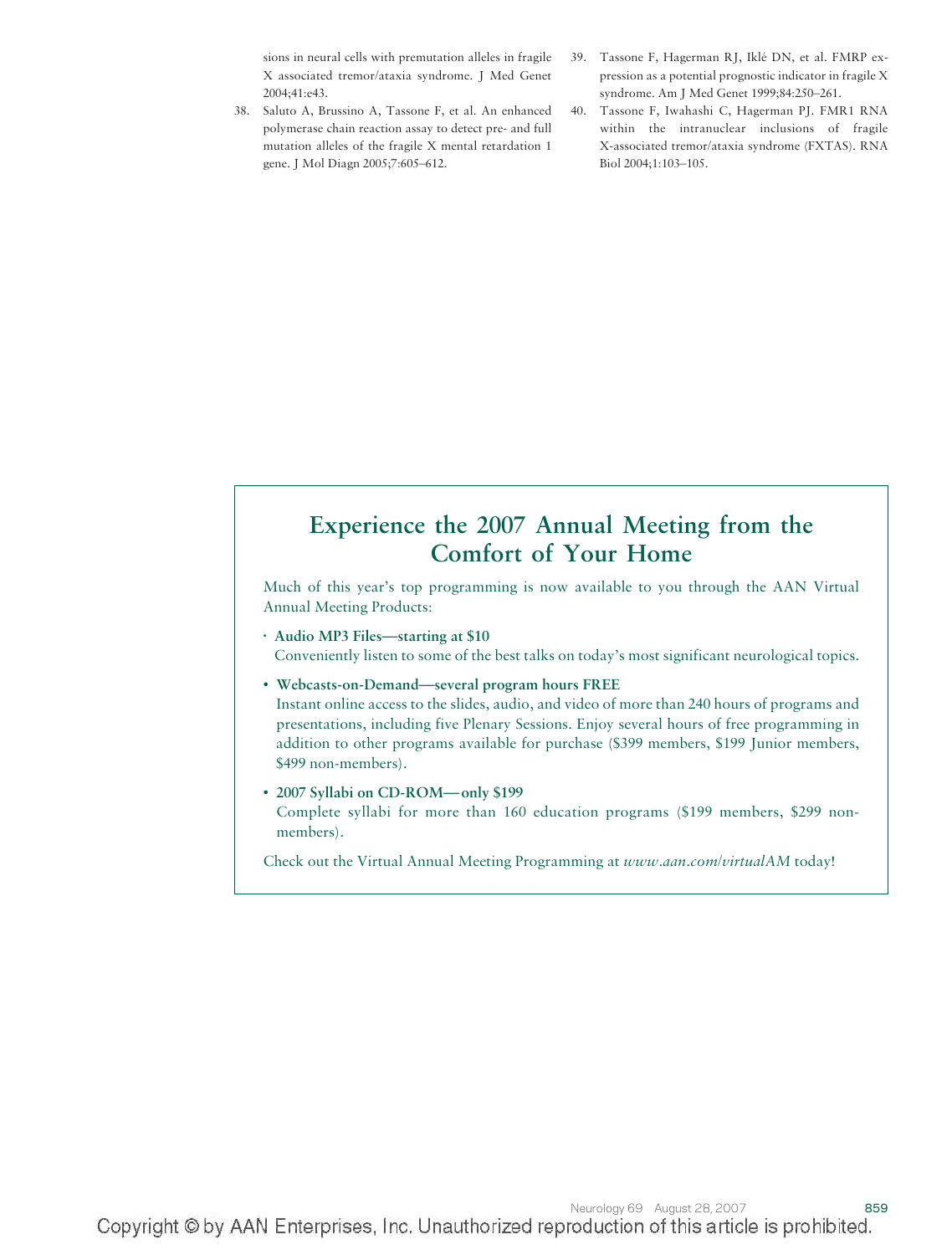sions in neural cells with premutation alleles in fragile X associated tremor/ataxia syndrome. J Med Genet 2004;41:e43.

38. Saluto A, Brussino A, Tassone F, et al. An enhanced polymerase chain reaction assay to detect pre- and full mutation alleles of the fragile X mental retardation 1 gene. J Mol Diagn 2005;7:605–612.

39. Tassone F, Hagerman RJ, Iklé DN, et al. FMRP expression as a potential prognostic indicator in fragile X syndrome. Am J Med Genet 1999;84:250–261.

40. Tassone F, Iwahashi C, Hagerman PJ. FMR1 RNA within the intranuclear inclusions of fragile X-associated tremor/ataxia syndrome (FXTAS). RNA Biol 2004;1:103–105.

## Experience the 2007 Annual Meeting from the Comfort of Your Home

Much of this year's top programming is now available to you through the AAN Virtual Annual Meeting Products:

- **Audio MP3 Files—starting at $10**
  Conveniently listen to some of the best talks on today's most significant neurological topics.
- **Webcasts-on-Demand—several program hours FREE**
  Instant online access to the slides, audio, and video of more than 240 hours of programs and presentations, including five Plenary Sessions. Enjoy several hours of free programming in addition to other programs available for purchase ($399 members, $199 Junior members, $499 non-members).
- **2007 Syllabi on CD-ROM—only $199**
  Complete syllabi for more than 160 education programs ($199 members, $299 non-members).

Check out the Virtual Annual Meeting Programming at *www.aan.com/virtualAM* today!

Copyright © by AAN Enterprises, Inc. Unauthorized reproduction of this article is prohibited.